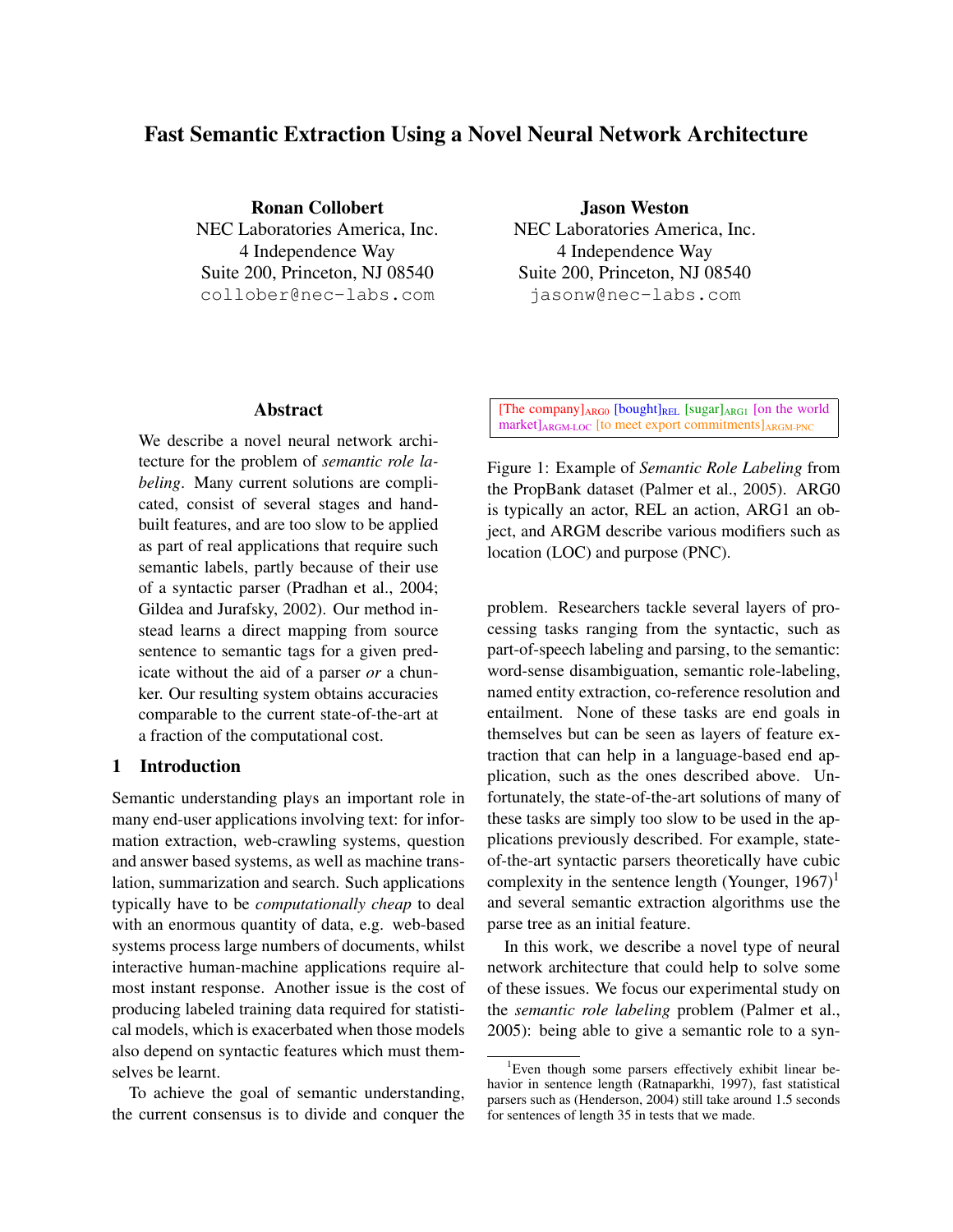# Fast Semantic Extraction Using a Novel Neural Network Architecture

**Ronan Collobert**
NEC Laboratories America, Inc.
4 Independence Way
Suite 200, Princeton, NJ 08540
collober@nec-labs.com

**Jason Weston**
NEC Laboratories America, Inc.
4 Independence Way
Suite 200, Princeton, NJ 08540
jasonw@nec-labs.com

## Abstract

We describe a novel neural network architecture for the problem of *semantic role labeling*. Many current solutions are complicated, consist of several stages and hand-built features, and are too slow to be applied as part of real applications that require such semantic labels, partly because of their use of a syntactic parser (Pradhan et al., 2004; Gildea and Jurafsky, 2002). Our method instead learns a direct mapping from source sentence to semantic tags for a given predicate without the aid of a parser *or* a chunker. Our resulting system obtains accuracies comparable to the current state-of-the-art at a fraction of the computational cost.

## 1 Introduction

Semantic understanding plays an important role in many end-user applications involving text: for information extraction, web-crawling systems, question and answer based systems, as well as machine translation, summarization and search. Such applications typically have to be *computationally cheap* to deal with an enormous quantity of data, e.g. web-based systems process large numbers of documents, whilst interactive human-machine applications require almost instant response. Another issue is the cost of producing labeled training data required for statistical models, which is exacerbated when those models also depend on syntactic features which must themselves be learnt.

To achieve the goal of semantic understanding, the current consensus is to divide and conquer the problem. Researchers tackle several layers of processing tasks ranging from the syntactic, such as part-of-speech labeling and parsing, to the semantic: word-sense disambiguation, semantic role-labeling, named entity extraction, co-reference resolution and entailment. None of these tasks are end goals in themselves but can be seen as layers of feature extraction that can help in a language-based end application, such as the ones described above. Unfortunately, the state-of-the-art solutions of many of these tasks are simply too slow to be used in the applications previously described. For example, state-of-the-art syntactic parsers theoretically have cubic complexity in the sentence length (Younger, 1967)[1] and several semantic extraction algorithms use the parse tree as an initial feature.

In this work, we describe a novel type of neural network architecture that could help to solve some of these issues. We focus our experimental study on the *semantic role labeling* problem (Palmer et al., 2005): being able to give a semantic role to a syn-

> [The company]$_{\text{ARG0}}$ [bought]$_{\text{REL}}$ [sugar]$_{\text{ARG1}}$ [on the world market]$_{\text{ARGM-LOC}}$ [to meet export commitments]$_{\text{ARGM-PNC}}$

Figure 1: Example of *Semantic Role Labeling* from the PropBank dataset (Palmer et al., 2005). ARG0 is typically an actor, REL an action, ARG1 an object, and ARGM describe various modifiers such as location (LOC) and purpose (PNC).

[1] Even though some parsers effectively exhibit linear behavior in sentence length (Ratnaparkhi, 1997), fast statistical parsers such as (Henderson, 2004) still take around 1.5 seconds for sentences of length 35 in tests that we made.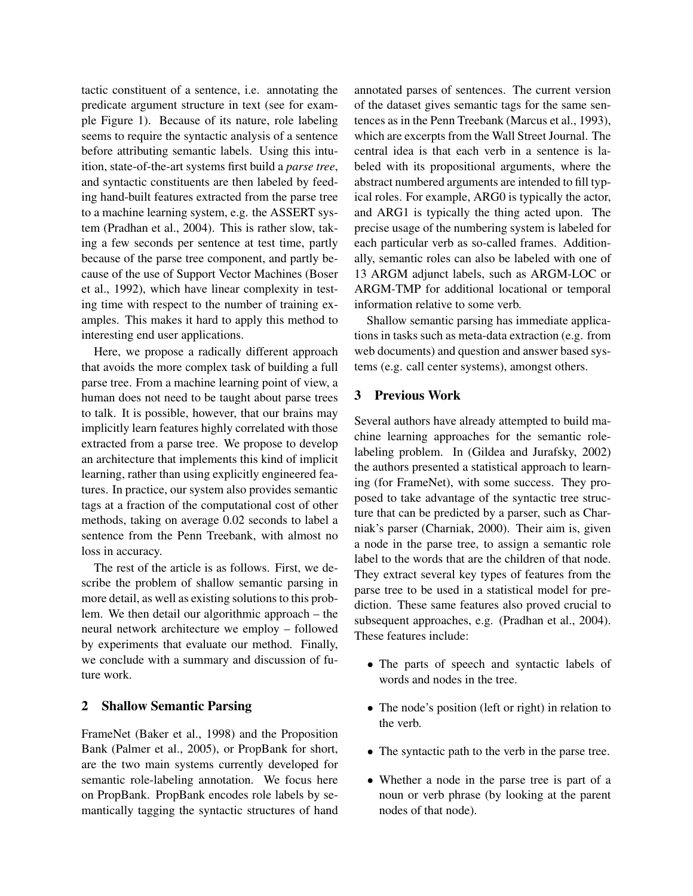tactic constituent of a sentence, i.e. annotating the predicate argument structure in text (see for example Figure 1). Because of its nature, role labeling seems to require the syntactic analysis of a sentence before attributing semantic labels. Using this intuition, state-of-the-art systems first build a *parse tree*, and syntactic constituents are then labeled by feeding hand-built features extracted from the parse tree to a machine learning system, e.g. the ASSERT system (Pradhan et al., 2004). This is rather slow, taking a few seconds per sentence at test time, partly because of the parse tree component, and partly because of the use of Support Vector Machines (Boser et al., 1992), which have linear complexity in testing time with respect to the number of training examples. This makes it hard to apply this method to interesting end user applications.

Here, we propose a radically different approach that avoids the more complex task of building a full parse tree. From a machine learning point of view, a human does not need to be taught about parse trees to talk. It is possible, however, that our brains may implicitly learn features highly correlated with those extracted from a parse tree. We propose to develop an architecture that implements this kind of implicit learning, rather than using explicitly engineered features. In practice, our system also provides semantic tags at a fraction of the computational cost of other methods, taking on average 0.02 seconds to label a sentence from the Penn Treebank, with almost no loss in accuracy.

The rest of the article is as follows. First, we describe the problem of shallow semantic parsing in more detail, as well as existing solutions to this problem. We then detail our algorithmic approach – the neural network architecture we employ – followed by experiments that evaluate our method. Finally, we conclude with a summary and discussion of future work.

## 2 Shallow Semantic Parsing

FrameNet (Baker et al., 1998) and the Proposition Bank (Palmer et al., 2005), or PropBank for short, are the two main systems currently developed for semantic role-labeling annotation. We focus here on PropBank. PropBank encodes role labels by semantically tagging the syntactic structures of hand annotated parses of sentences. The current version of the dataset gives semantic tags for the same sentences as in the Penn Treebank (Marcus et al., 1993), which are excerpts from the Wall Street Journal. The central idea is that each verb in a sentence is labeled with its propositional arguments, where the abstract numbered arguments are intended to fill typical roles. For example, ARG0 is typically the actor, and ARG1 is typically the thing acted upon. The precise usage of the numbering system is labeled for each particular verb as so-called frames. Additionally, semantic roles can also be labeled with one of 13 ARGM adjunct labels, such as ARGM-LOC or ARGM-TMP for additional locational or temporal information relative to some verb.

Shallow semantic parsing has immediate applications in tasks such as meta-data extraction (e.g. from web documents) and question and answer based systems (e.g. call center systems), amongst others.

## 3 Previous Work

Several authors have already attempted to build machine learning approaches for the semantic role-labeling problem. In (Gildea and Jurafsky, 2002) the authors presented a statistical approach to learning (for FrameNet), with some success. They proposed to take advantage of the syntactic tree structure that can be predicted by a parser, such as Charniak's parser (Charniak, 2000). Their aim is, given a node in the parse tree, to assign a semantic role label to the words that are the children of that node. They extract several key types of features from the parse tree to be used in a statistical model for prediction. These same features also proved crucial to subsequent approaches, e.g. (Pradhan et al., 2004). These features include:

- The parts of speech and syntactic labels of words and nodes in the tree.
- The node's position (left or right) in relation to the verb.
- The syntactic path to the verb in the parse tree.
- Whether a node in the parse tree is part of a noun or verb phrase (by looking at the parent nodes of that node).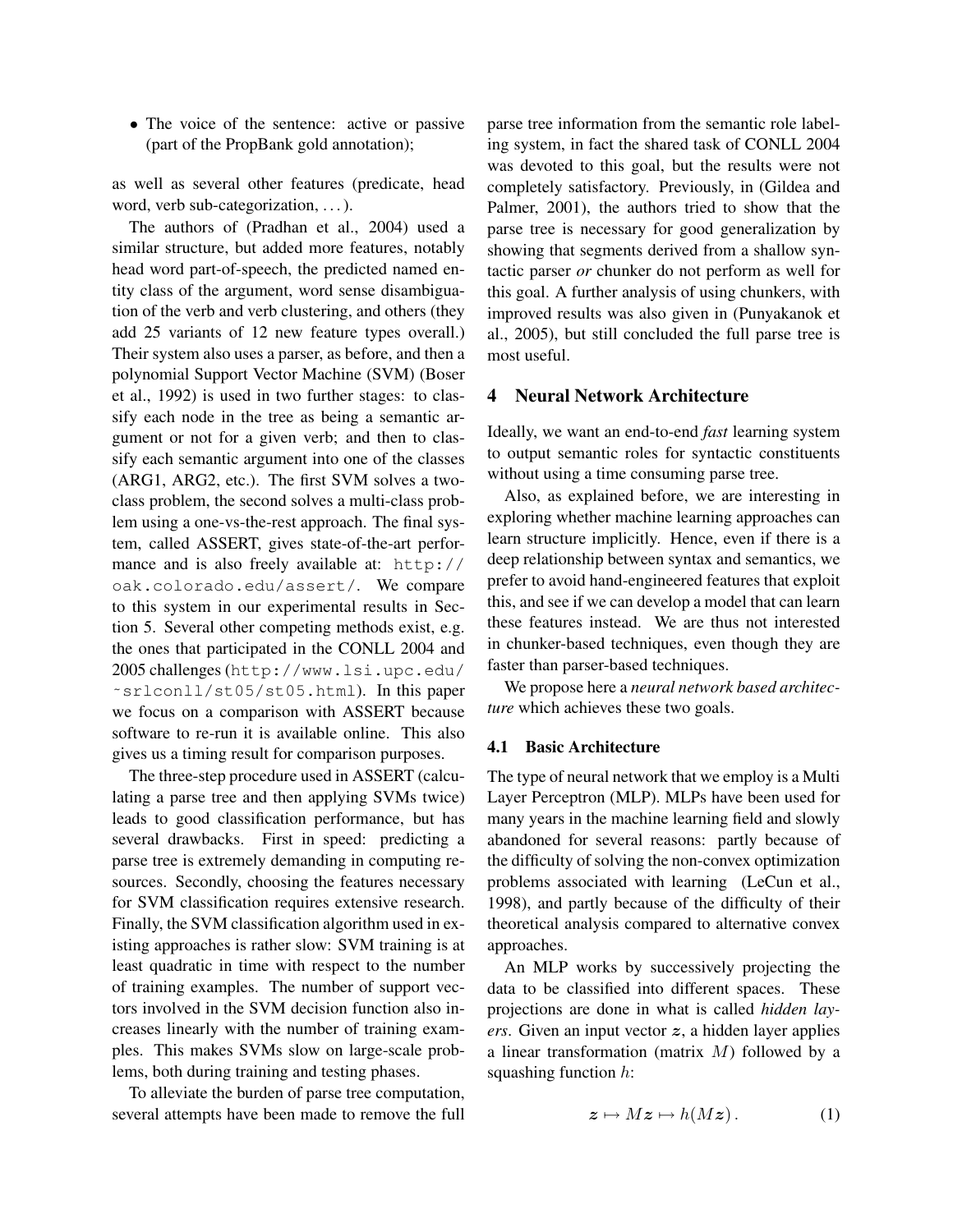- The voice of the sentence: active or passive (part of the PropBank gold annotation);

as well as several other features (predicate, head word, verb sub-categorization, . . . ).

The authors of (Pradhan et al., 2004) used a similar structure, but added more features, notably head word part-of-speech, the predicted named entity class of the argument, word sense disambiguation of the verb and verb clustering, and others (they add 25 variants of 12 new feature types overall.) Their system also uses a parser, as before, and then a polynomial Support Vector Machine (SVM) (Boser et al., 1992) is used in two further stages: to classify each node in the tree as being a semantic argument or not for a given verb; and then to classify each semantic argument into one of the classes (ARG1, ARG2, etc.). The first SVM solves a two-class problem, the second solves a multi-class problem using a one-vs-the-rest approach. The final system, called ASSERT, gives state-of-the-art performance and is also freely available at: `http://oak.colorado.edu/assert/`. We compare to this system in our experimental results in Section 5. Several other competing methods exist, e.g. the ones that participated in the CONLL 2004 and 2005 challenges (`http://www.lsi.upc.edu/~srlconll/st05/st05.html`). In this paper we focus on a comparison with ASSERT because software to re-run it is available online. This also gives us a timing result for comparison purposes.

The three-step procedure used in ASSERT (calculating a parse tree and then applying SVMs twice) leads to good classification performance, but has several drawbacks. First in speed: predicting a parse tree is extremely demanding in computing resources. Secondly, choosing the features necessary for SVM classification requires extensive research. Finally, the SVM classification algorithm used in existing approaches is rather slow: SVM training is at least quadratic in time with respect to the number of training examples. The number of support vectors involved in the SVM decision function also increases linearly with the number of training examples. This makes SVMs slow on large-scale problems, both during training and testing phases.

To alleviate the burden of parse tree computation, several attempts have been made to remove the full parse tree information from the semantic role labeling system, in fact the shared task of CONLL 2004 was devoted to this goal, but the results were not completely satisfactory. Previously, in (Gildea and Palmer, 2001), the authors tried to show that the parse tree is necessary for good generalization by showing that segments derived from a shallow syntactic parser *or* chunker do not perform as well for this goal. A further analysis of using chunkers, with improved results was also given in (Punyakanok et al., 2005), but still concluded the full parse tree is most useful.

## 4 Neural Network Architecture

Ideally, we want an end-to-end *fast* learning system to output semantic roles for syntactic constituents without using a time consuming parse tree.

Also, as explained before, we are interesting in exploring whether machine learning approaches can learn structure implicitly. Hence, even if there is a deep relationship between syntax and semantics, we prefer to avoid hand-engineered features that exploit this, and see if we can develop a model that can learn these features instead. We are thus not interested in chunker-based techniques, even though they are faster than parser-based techniques.

We propose here a *neural network based architecture* which achieves these two goals.

### 4.1 Basic Architecture

The type of neural network that we employ is a Multi Layer Perceptron (MLP). MLPs have been used for many years in the machine learning field and slowly abandoned for several reasons: partly because of the difficulty of solving the non-convex optimization problems associated with learning (LeCun et al., 1998), and partly because of the difficulty of their theoretical analysis compared to alternative convex approaches.

An MLP works by successively projecting the data to be classified into different spaces. These projections are done in what is called *hidden layers*. Given an input vector $\boldsymbol{z}$, a hidden layer applies a linear transformation (matrix $M$) followed by a squashing function $h$:

$$\boldsymbol{z} \mapsto M\boldsymbol{z} \mapsto h(M\boldsymbol{z})\,. \qquad (1)$$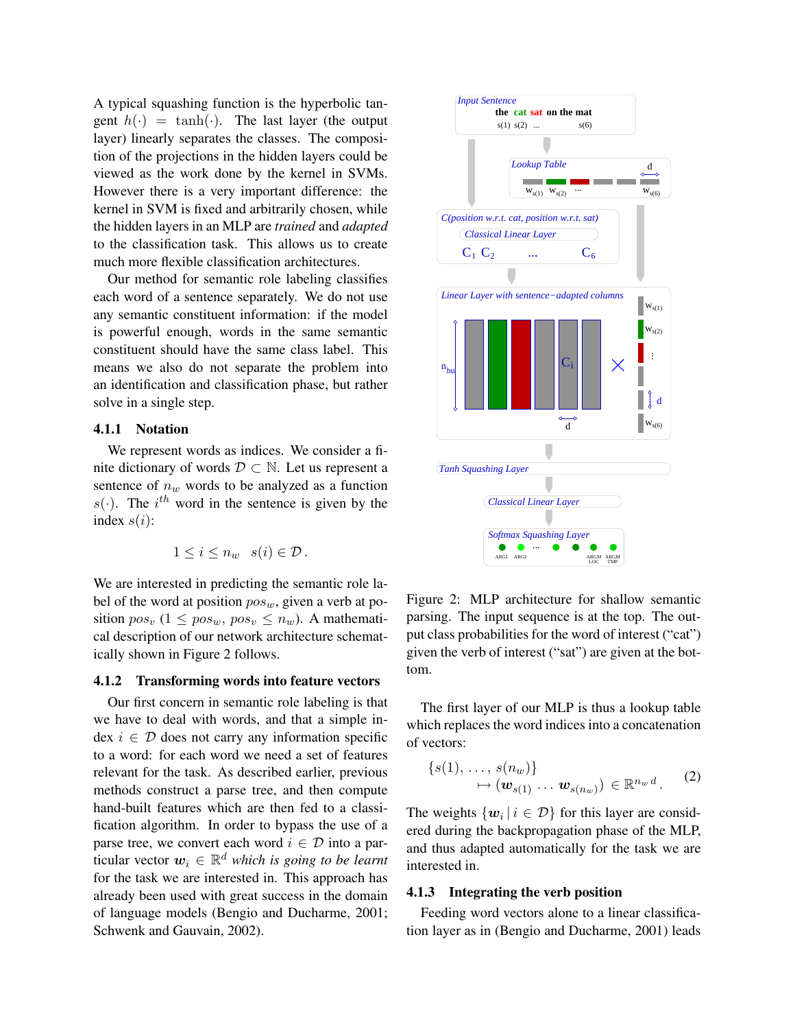A typical squashing function is the hyperbolic tangent $h(\cdot) = \tanh(\cdot)$. The last layer (the output layer) linearly separates the classes. The composition of the projections in the hidden layers could be viewed as the work done by the kernel in SVMs. However there is a very important difference: the kernel in SVM is fixed and arbitrarily chosen, while the hidden layers in an MLP are *trained* and *adapted* to the classification task. This allows us to create much more flexible classification architectures.

Our method for semantic role labeling classifies each word of a sentence separately. We do not use any semantic constituent information: if the model is powerful enough, words in the same semantic constituent should have the same class label. This means we also do not separate the problem into an identification and classification phase, but rather solve in a single step.

### 4.1.1 Notation

We represent words as indices. We consider a finite dictionary of words $\mathcal{D} \subset \mathbb{N}$. Let us represent a sentence of $n_w$ words to be analyzed as a function $s(\cdot)$. The $i^{th}$ word in the sentence is given by the index $s(i)$:

$$1 \leq i \leq n_w \quad s(i) \in \mathcal{D} \,.$$

We are interested in predicting the semantic role label of the word at position $pos_w$, given a verb at position $pos_v$ ($1 \leq pos_w,\, pos_v \leq n_w$). A mathematical description of our network architecture schematically shown in Figure 2 follows.

### 4.1.2 Transforming words into feature vectors

Our first concern in semantic role labeling is that we have to deal with words, and that a simple index $i \in \mathcal{D}$ does not carry any information specific to a word: for each word we need a set of features relevant for the task. As described earlier, previous methods construct a parse tree, and then compute hand-built features which are then fed to a classification algorithm. In order to bypass the use of a parse tree, we convert each word $i \in \mathcal{D}$ into a particular vector $\boldsymbol{w}_i \in \mathbb{R}^d$ *which is going to be learnt* for the task we are interested in. This approach has already been used with great success in the domain of language models (Bengio and Ducharme, 2001; Schwenk and Gauvain, 2002).

Figure 2: MLP architecture for shallow semantic parsing. The input sequence is at the top. The output class probabilities for the word of interest ("cat") given the verb of interest ("sat") are given at the bottom.

The first layer of our MLP is thus a lookup table which replaces the word indices into a concatenation of vectors:

$$\{s(1), \ldots, s(n_w)\} \mapsto (\boldsymbol{w}_{s(1)} \ldots \boldsymbol{w}_{s(n_w)}) \in \mathbb{R}^{n_w\, d} \,. \tag{2}$$

The weights $\{\boldsymbol{w}_i \,|\, i \in \mathcal{D}\}$ for this layer are considered during the backpropagation phase of the MLP, and thus adapted automatically for the task we are interested in.

### 4.1.3 Integrating the verb position

Feeding word vectors alone to a linear classification layer as in (Bengio and Ducharme, 2001) leads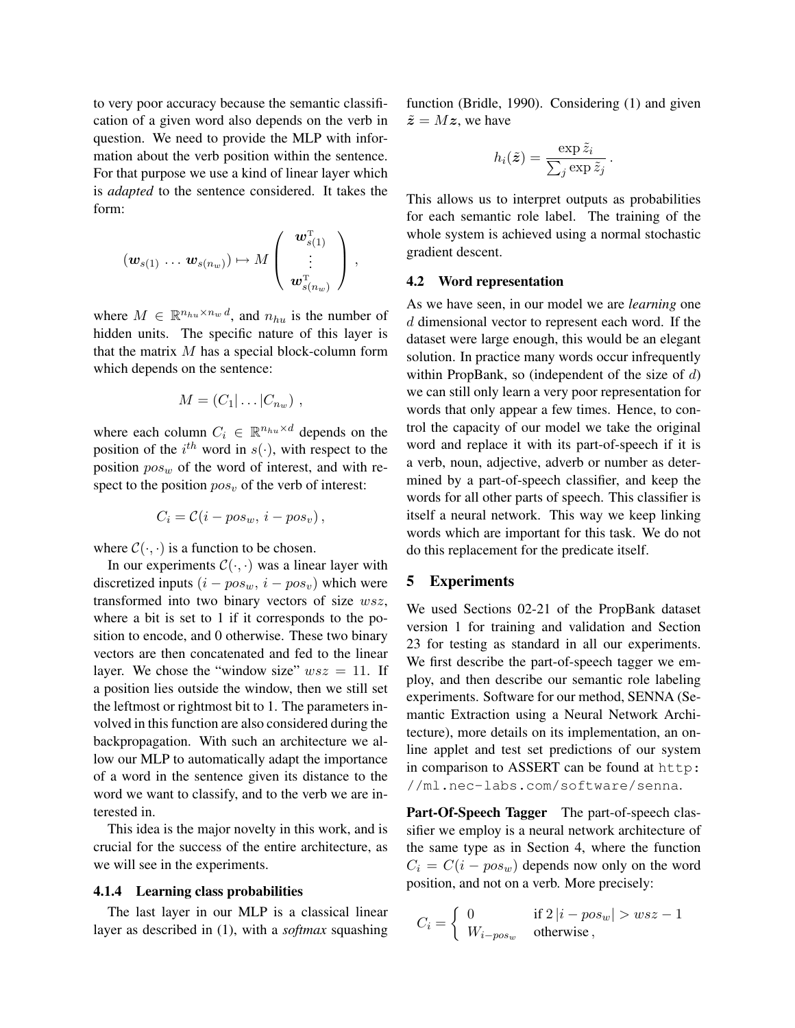to very poor accuracy because the semantic classification of a given word also depends on the verb in question. We need to provide the MLP with information about the verb position within the sentence. For that purpose we use a kind of linear layer which is *adapted* to the sentence considered. It takes the form:

$$(\boldsymbol{w}_{s(1)} \, \ldots \, \boldsymbol{w}_{s(n_w)}) \mapsto M \begin{pmatrix} \boldsymbol{w}_{s(1)}^{\mathrm{T}} \\ \vdots \\ \boldsymbol{w}_{s(n_w)}^{\mathrm{T}} \end{pmatrix},$$

where $M \in \mathbb{R}^{n_{hu} \times n_w \, d}$, and $n_{hu}$ is the number of hidden units. The specific nature of this layer is that the matrix $M$ has a special block-column form which depends on the sentence:

$$M = (C_1 | \ldots | C_{n_w}) \, ,$$

where each column $C_i \in \mathbb{R}^{n_{hu} \times d}$ depends on the position of the $i^{th}$ word in $s(\cdot)$, with respect to the position $pos_w$ of the word of interest, and with respect to the position $pos_v$ of the verb of interest:

$$C_i = \mathcal{C}(i - pos_w, \, i - pos_v) \, ,$$

where $\mathcal{C}(\cdot, \cdot)$ is a function to be chosen.

In our experiments $\mathcal{C}(\cdot, \cdot)$ was a linear layer with discretized inputs $(i - pos_w, \, i - pos_v)$ which were transformed into two binary vectors of size $wsz$, where a bit is set to 1 if it corresponds to the position to encode, and 0 otherwise. These two binary vectors are then concatenated and fed to the linear layer. We chose the "window size" $wsz = 11$. If a position lies outside the window, then we still set the leftmost or rightmost bit to 1. The parameters involved in this function are also considered during the backpropagation. With such an architecture we allow our MLP to automatically adapt the importance of a word in the sentence given its distance to the word we want to classify, and to the verb we are interested in.

This idea is the major novelty in this work, and is crucial for the success of the entire architecture, as we will see in the experiments.

#### 4.1.4 Learning class probabilities

The last layer in our MLP is a classical linear layer as described in (1), with a *softmax* squashing function (Bridle, 1990). Considering (1) and given $\tilde{\boldsymbol{z}} = M\boldsymbol{z}$, we have

$$h_i(\tilde{\boldsymbol{z}}) = \frac{\exp \tilde{z}_i}{\sum_j \exp \tilde{z}_j} \, .$$

This allows us to interpret outputs as probabilities for each semantic role label. The training of the whole system is achieved using a normal stochastic gradient descent.

### 4.2 Word representation

As we have seen, in our model we are *learning* one $d$ dimensional vector to represent each word. If the dataset were large enough, this would be an elegant solution. In practice many words occur infrequently within PropBank, so (independent of the size of $d$) we can still only learn a very poor representation for words that only appear a few times. Hence, to control the capacity of our model we take the original word and replace it with its part-of-speech if it is a verb, noun, adjective, adverb or number as determined by a part-of-speech classifier, and keep the words for all other parts of speech. This classifier is itself a neural network. This way we keep linking words which are important for this task. We do not do this replacement for the predicate itself.

## 5 Experiments

We used Sections 02-21 of the PropBank dataset version 1 for training and validation and Section 23 for testing as standard in all our experiments. We first describe the part-of-speech tagger we employ, and then describe our semantic role labeling experiments. Software for our method, SENNA (Semantic Extraction using a Neural Network Architecture), more details on its implementation, an online applet and test set predictions of our system in comparison to ASSERT can be found at `http://ml.nec-labs.com/software/senna`.

**Part-Of-Speech Tagger** The part-of-speech classifier we employ is a neural network architecture of the same type as in Section 4, where the function $C_i = C(i - pos_w)$ depends now only on the word position, and not on a verb. More precisely:

$$C_i = \begin{cases} 0 & \text{if } 2\,|i - pos_w| > wsz - 1 \\ W_{i - pos_w} & \text{otherwise} \, , \end{cases}$$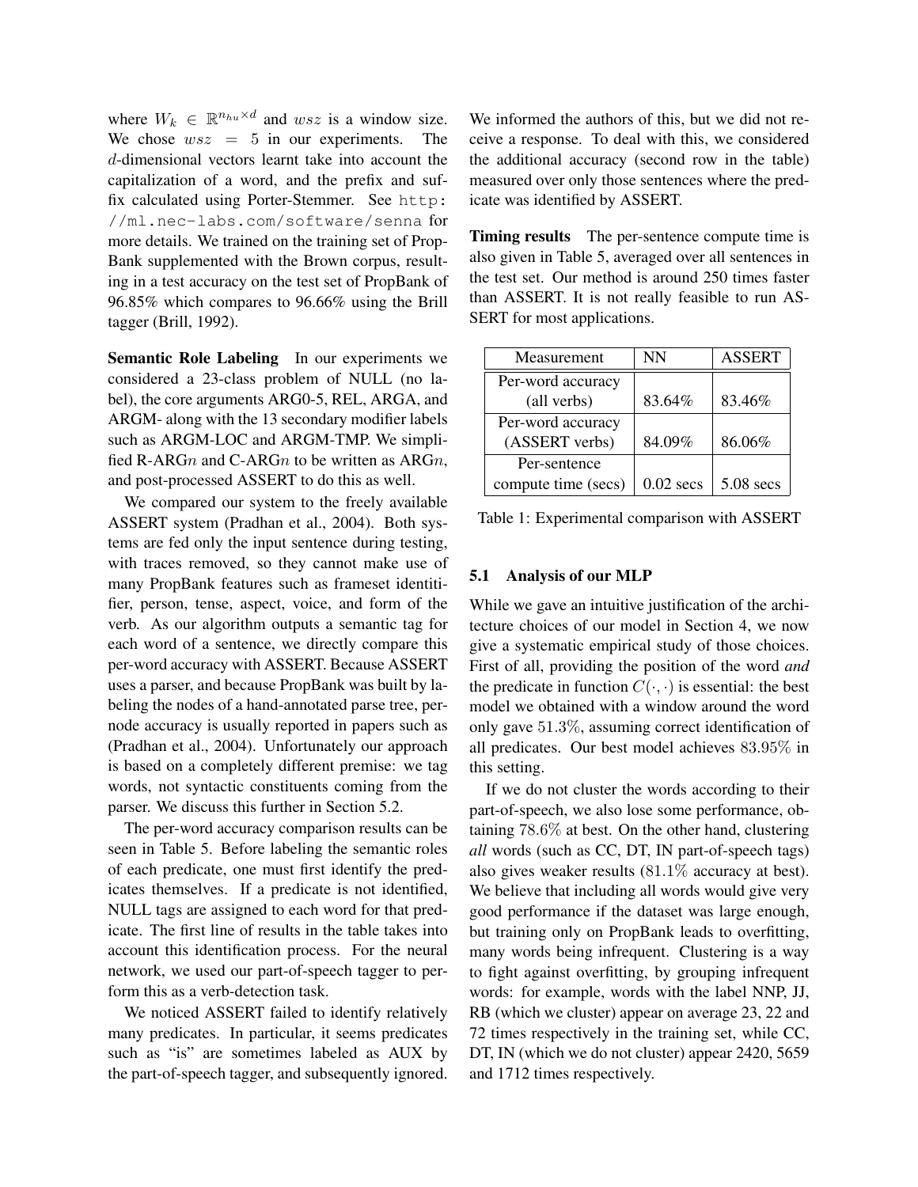where $W_k \in \mathbb{R}^{n_{hu} \times d}$ and $wsz$ is a window size. We chose $wsz = 5$ in our experiments. The $d$-dimensional vectors learnt take into account the capitalization of a word, and the prefix and suffix calculated using Porter-Stemmer. See http://ml.nec-labs.com/software/senna for more details. We trained on the training set of PropBank supplemented with the Brown corpus, resulting in a test accuracy on the test set of PropBank of 96.85% which compares to 96.66% using the Brill tagger (Brill, 1992).

**Semantic Role Labeling** In our experiments we considered a 23-class problem of NULL (no label), the core arguments ARG0-5, REL, ARGA, and ARGM- along with the 13 secondary modifier labels such as ARGM-LOC and ARGM-TMP. We simplified R-ARG$n$ and C-ARG$n$ to be written as ARG$n$, and post-processed ASSERT to do this as well.

We compared our system to the freely available ASSERT system (Pradhan et al., 2004). Both systems are fed only the input sentence during testing, with traces removed, so they cannot make use of many PropBank features such as frameset identitifier, person, tense, aspect, voice, and form of the verb. As our algorithm outputs a semantic tag for each word of a sentence, we directly compare this per-word accuracy with ASSERT. Because ASSERT uses a parser, and because PropBank was built by labeling the nodes of a hand-annotated parse tree, per-node accuracy is usually reported in papers such as (Pradhan et al., 2004). Unfortunately our approach is based on a completely different premise: we tag words, not syntactic constituents coming from the parser. We discuss this further in Section 5.2.

The per-word accuracy comparison results can be seen in Table 5. Before labeling the semantic roles of each predicate, one must first identify the predicates themselves. If a predicate is not identified, NULL tags are assigned to each word for that predicate. The first line of results in the table takes into account this identification process. For the neural network, we used our part-of-speech tagger to perform this as a verb-detection task.

We noticed ASSERT failed to identify relatively many predicates. In particular, it seems predicates such as "is" are sometimes labeled as AUX by the part-of-speech tagger, and subsequently ignored. We informed the authors of this, but we did not receive a response. To deal with this, we considered the additional accuracy (second row in the table) measured over only those sentences where the predicate was identified by ASSERT.

**Timing results** The per-sentence compute time is also given in Table 5, averaged over all sentences in the test set. Our method is around 250 times faster than ASSERT. It is not really feasible to run ASSERT for most applications.

| Measurement | NN | ASSERT |
|---|---|---|
| Per-word accuracy (all verbs) | 83.64% | 83.46% |
| Per-word accuracy (ASSERT verbs) | 84.09% | 86.06% |
| Per-sentence compute time (secs) | 0.02 secs | 5.08 secs |

Table 1: Experimental comparison with ASSERT

### 5.1 Analysis of our MLP

While we gave an intuitive justification of the architecture choices of our model in Section 4, we now give a systematic empirical study of those choices. First of all, providing the position of the word *and* the predicate in function $C(\cdot, \cdot)$ is essential: the best model we obtained with a window around the word only gave 51.3%, assuming correct identification of all predicates. Our best model achieves 83.95% in this setting.

If we do not cluster the words according to their part-of-speech, we also lose some performance, obtaining 78.6% at best. On the other hand, clustering *all* words (such as CC, DT, IN part-of-speech tags) also gives weaker results (81.1% accuracy at best). We believe that including all words would give very good performance if the dataset was large enough, but training only on PropBank leads to overfitting, many words being infrequent. Clustering is a way to fight against overfitting, by grouping infrequent words: for example, words with the label NNP, JJ, RB (which we cluster) appear on average 23, 22 and 72 times respectively in the training set, while CC, DT, IN (which we do not cluster) appear 2420, 5659 and 1712 times respectively.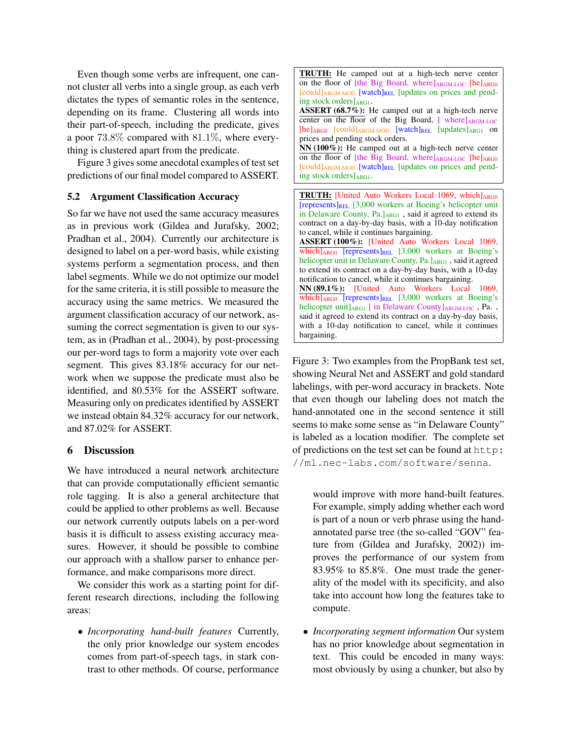Even though some verbs are infrequent, one cannot cluster all verbs into a single group, as each verb dictates the types of semantic roles in the sentence, depending on its frame. Clustering all words into their part-of-speech, including the predicate, gives a poor 73.8% compared with 81.1%, where everything is clustered apart from the predicate.

Figure 3 gives some anecdotal examples of test set predictions of our final model compared to ASSERT.

### 5.2 Argument Classification Accuracy

So far we have not used the same accuracy measures as in previous work (Gildea and Jurafsky, 2002; Pradhan et al., 2004). Currently our architecture is designed to label on a per-word basis, while existing systems perform a segmentation process, and then label segments. While we do not optimize our model for the same criteria, it is still possible to measure the accuracy using the same metrics. We measured the argument classification accuracy of our network, assuming the correct segmentation is given to our system, as in (Pradhan et al., 2004), by post-processing our per-word tags to form a majority vote over each segment. This gives 83.18% accuracy for our network when we suppose the predicate must also be identified, and 80.53% for the ASSERT software. Measuring only on predicates identified by ASSERT we instead obtain 84.32% accuracy for our network, and 87.02% for ASSERT.

**TRUTH:** He camped out at a high-tech nerve center on the floor of [the Big Board, where]$_{\text{ARGM-LOC}}$ [he]$_{\text{ARG0}}$ [could]$_{\text{ARGM-MOD}}$ [watch]$_{\text{REL}}$ [updates on prices and pending stock orders]$_{\text{ARG1}}$.
**ASSERT (68.7%):** He camped out at a high-tech nerve center on the floor of the Big Board, [ where]$_{\text{ARGM-LOC}}$ [he]$_{\text{ARG0}}$ [could]$_{\text{ARGM-MOD}}$ [watch]$_{\text{REL}}$ [updates]$_{\text{ARG1}}$ on prices and pending stock orders.
**NN (100%):** He camped out at a high-tech nerve center on the floor of [the Big Board, where]$_{\text{ARGM-LOC}}$ [he]$_{\text{ARG0}}$ [could]$_{\text{ARGM-MOD}}$ [watch]$_{\text{REL}}$ [updates on prices and pending stock orders]$_{\text{ARG1}}$.

**TRUTH:** [United Auto Workers Local 1069, which]$_{\text{ARG0}}$ [represents]$_{\text{REL}}$ [3,000 workers at Boeing's helicopter unit in Delaware County, Pa.]$_{\text{ARG1}}$ , said it agreed to extend its contract on a day-by-day basis, with a 10-day notification to cancel, while it continues bargaining.
**ASSERT (100%):** [United Auto Workers Local 1069, which]$_{\text{ARG0}}$ [represents]$_{\text{REL}}$ [3,000 workers at Boeing's helicopter unit in Delaware County, Pa.]$_{\text{ARG1}}$ , said it agreed to extend its contract on a day-by-day basis, with a 10-day notification to cancel, while it continues bargaining.
**NN (89.1%):** [United Auto Workers Local 1069, which]$_{\text{ARG0}}$ [represents]$_{\text{REL}}$ [3,000 workers at Boeing's helicopter unit]$_{\text{ARG1}}$ [ in Delaware County]$_{\text{ARGM-LOC}}$ , Pa. , said it agreed to extend its contract on a day-by-day basis, with a 10-day notification to cancel, while it continues bargaining.

Figure 3: Two examples from the PropBank test set, showing Neural Net and ASSERT and gold standard labelings, with per-word accuracy in brackets. Note that even though our labeling does not match the hand-annotated one in the second sentence it still seems to make some sense as "in Delaware County" is labeled as a location modifier. The complete set of predictions on the test set can be found at http://ml.nec-labs.com/software/senna.

## 6 Discussion

We have introduced a neural network architecture that can provide computationally efficient semantic role tagging. It is also a general architecture that could be applied to other problems as well. Because our network currently outputs labels on a per-word basis it is difficult to assess existing accuracy measures. However, it should be possible to combine our approach with a shallow parser to enhance performance, and make comparisons more direct.

We consider this work as a starting point for different research directions, including the following areas:

- *Incorporating hand-built features* Currently, the only prior knowledge our system encodes comes from part-of-speech tags, in stark contrast to other methods. Of course, performance would improve with more hand-built features. For example, simply adding whether each word is part of a noun or verb phrase using the hand-annotated parse tree (the so-called "GOV" feature from (Gildea and Jurafsky, 2002)) improves the performance of our system from 83.95% to 85.8%. One must trade the generality of the model with its specificity, and also take into account how long the features take to compute.

- *Incorporating segment information* Our system has no prior knowledge about segmentation in text. This could be encoded in many ways: most obviously by using a chunker, but also by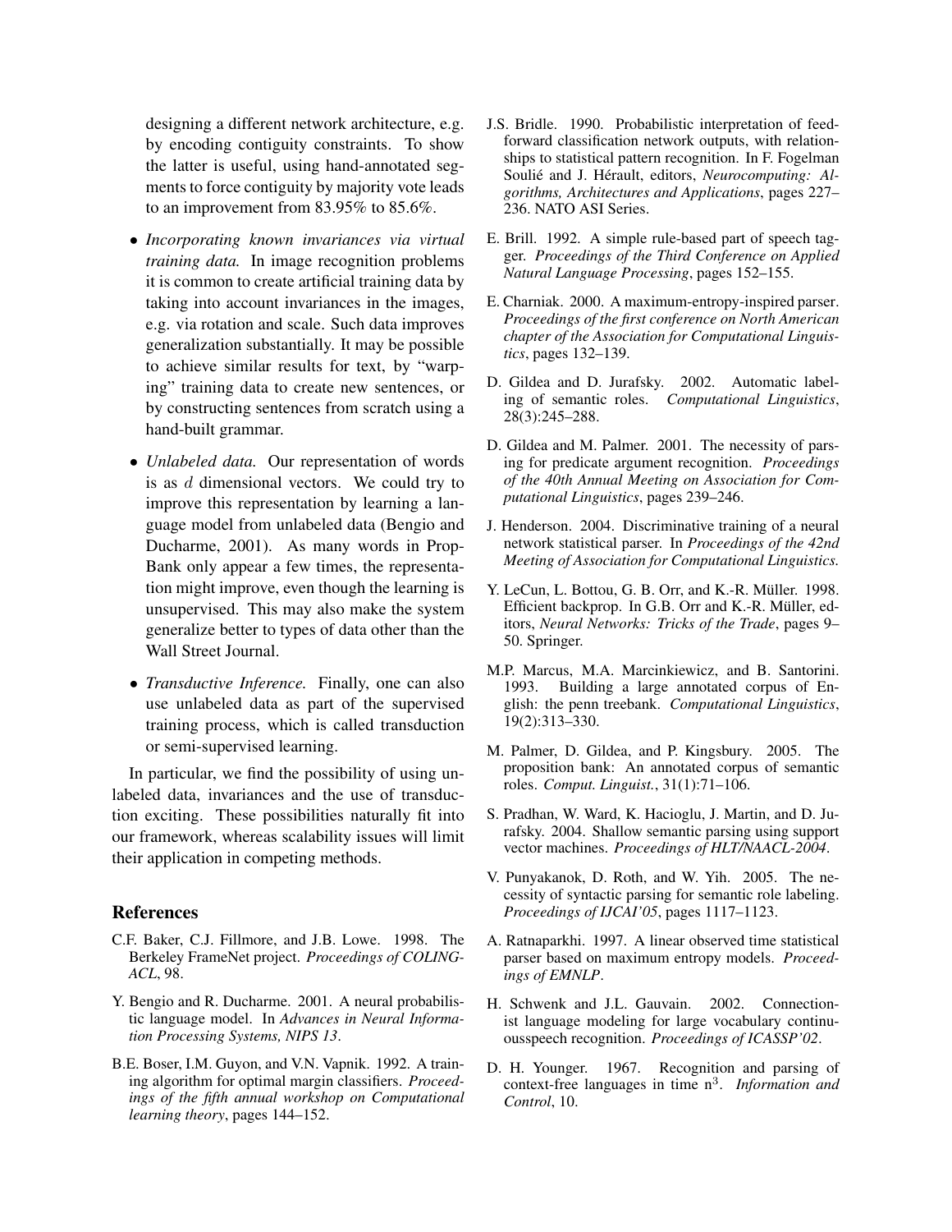designing a different network architecture, e.g. by encoding contiguity constraints. To show the latter is useful, using hand-annotated segments to force contiguity by majority vote leads to an improvement from 83.95% to 85.6%.

- *Incorporating known invariances via virtual training data.* In image recognition problems it is common to create artificial training data by taking into account invariances in the images, e.g. via rotation and scale. Such data improves generalization substantially. It may be possible to achieve similar results for text, by "warping" training data to create new sentences, or by constructing sentences from scratch using a hand-built grammar.
- *Unlabeled data.* Our representation of words is as $d$ dimensional vectors. We could try to improve this representation by learning a language model from unlabeled data (Bengio and Ducharme, 2001). As many words in PropBank only appear a few times, the representation might improve, even though the learning is unsupervised. This may also make the system generalize better to types of data other than the Wall Street Journal.
- *Transductive Inference.* Finally, one can also use unlabeled data as part of the supervised training process, which is called transduction or semi-supervised learning.

In particular, we find the possibility of using unlabeled data, invariances and the use of transduction exciting. These possibilities naturally fit into our framework, whereas scalability issues will limit their application in competing methods.

## References

C.F. Baker, C.J. Fillmore, and J.B. Lowe. 1998. The Berkeley FrameNet project. *Proceedings of COLING-ACL*, 98.

Y. Bengio and R. Ducharme. 2001. A neural probabilistic language model. In *Advances in Neural Information Processing Systems, NIPS 13*.

B.E. Boser, I.M. Guyon, and V.N. Vapnik. 1992. A training algorithm for optimal margin classifiers. *Proceedings of the fifth annual workshop on Computational learning theory*, pages 144–152.

J.S. Bridle. 1990. Probabilistic interpretation of feedforward classification network outputs, with relationships to statistical pattern recognition. In F. Fogelman Soulié and J. Hérault, editors, *Neurocomputing: Algorithms, Architectures and Applications*, pages 227–236. NATO ASI Series.

E. Brill. 1992. A simple rule-based part of speech tagger. *Proceedings of the Third Conference on Applied Natural Language Processing*, pages 152–155.

E. Charniak. 2000. A maximum-entropy-inspired parser. *Proceedings of the first conference on North American chapter of the Association for Computational Linguistics*, pages 132–139.

D. Gildea and D. Jurafsky. 2002. Automatic labeling of semantic roles. *Computational Linguistics*, 28(3):245–288.

D. Gildea and M. Palmer. 2001. The necessity of parsing for predicate argument recognition. *Proceedings of the 40th Annual Meeting on Association for Computational Linguistics*, pages 239–246.

J. Henderson. 2004. Discriminative training of a neural network statistical parser. In *Proceedings of the 42nd Meeting of Association for Computational Linguistics.*

Y. LeCun, L. Bottou, G. B. Orr, and K.-R. Müller. 1998. Efficient backprop. In G.B. Orr and K.-R. Müller, editors, *Neural Networks: Tricks of the Trade*, pages 9–50. Springer.

M.P. Marcus, M.A. Marcinkiewicz, and B. Santorini. 1993. Building a large annotated corpus of English: the penn treebank. *Computational Linguistics*, 19(2):313–330.

M. Palmer, D. Gildea, and P. Kingsbury. 2005. The proposition bank: An annotated corpus of semantic roles. *Comput. Linguist.*, 31(1):71–106.

S. Pradhan, W. Ward, K. Hacioglu, J. Martin, and D. Jurafsky. 2004. Shallow semantic parsing using support vector machines. *Proceedings of HLT/NAACL-2004*.

V. Punyakanok, D. Roth, and W. Yih. 2005. The necessity of syntactic parsing for semantic role labeling. *Proceedings of IJCAI'05*, pages 1117–1123.

A. Ratnaparkhi. 1997. A linear observed time statistical parser based on maximum entropy models. *Proceedings of EMNLP*.

H. Schwenk and J.L. Gauvain. 2002. Connectionist language modeling for large vocabulary continuousspeech recognition. *Proceedings of ICASSP'02*.

D. H. Younger. 1967. Recognition and parsing of context-free languages in time $n^3$. *Information and Control*, 10.